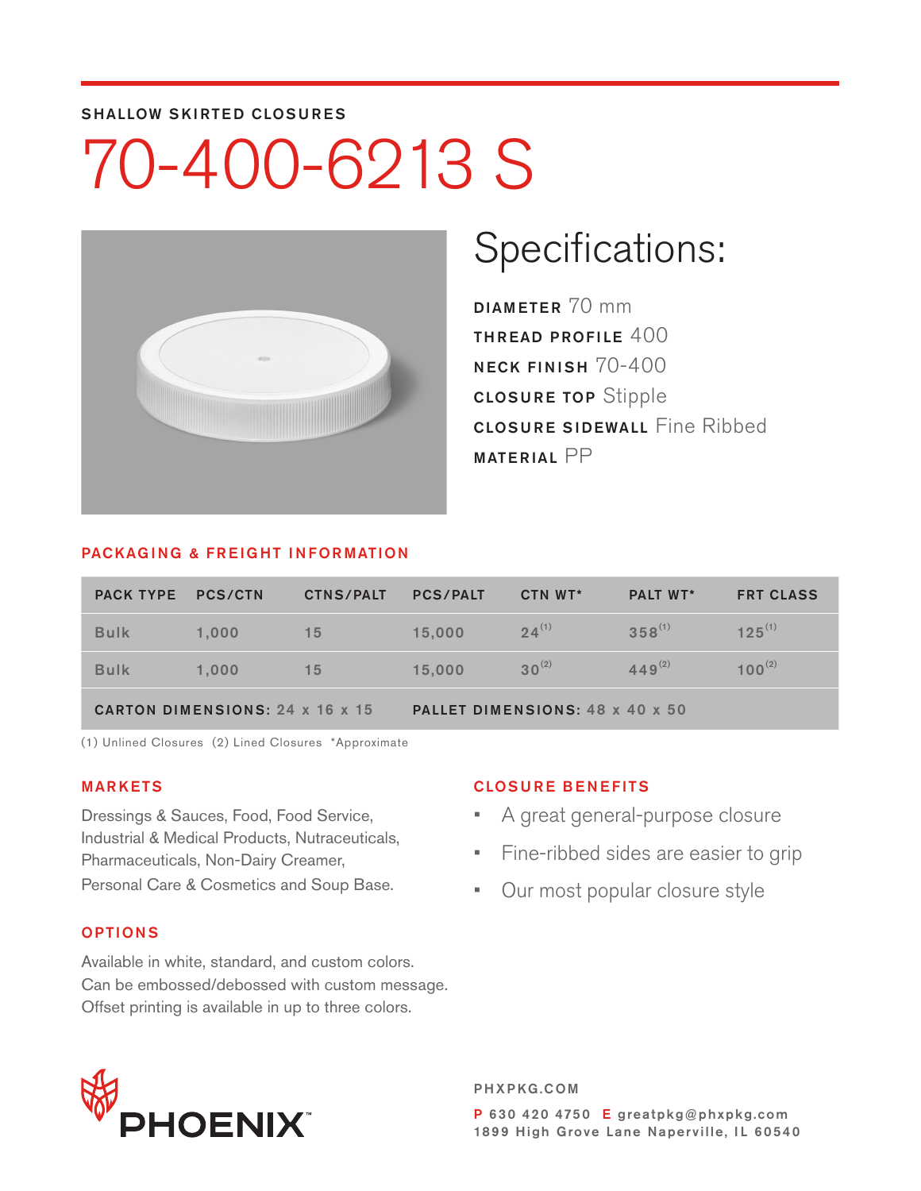SHALLOW SKIRTED CLOSURES

# 70-400-6213 S

## Specifications:

**DIAMETER** 70 mm
**THREAD PROFILE** 400
**NECK FINISH** 70-400
**CLOSURE TOP** Stipple
**CLOSURE SIDEWALL** Fine Ribbed
**MATERIAL** PP

## PACKAGING & FREIGHT INFORMATION

| PACK TYPE | PCS/CTN | CTNS/PALT | PCS/PALT | CTN WT* | PALT WT* | FRT CLASS |
|---|---|---|---|---|---|---|
| Bulk | 1,000 | 15 | 15,000 | 24 (1) | 358 (1) | 125 (1) |
| Bulk | 1,000 | 15 | 15,000 | 30 (2) | 449 (2) | 100 (2) |
| **CARTON DIMENSIONS:** 24 x 16 x 15 | | | **PALLET DIMENSIONS:** 48 x 40 x 50 | | | |

(1) Unlined Closures (2) Lined Closures *Approximate

## MARKETS

Dressings & Sauces, Food, Food Service, Industrial & Medical Products, Nutraceuticals, Pharmaceuticals, Non-Dairy Creamer, Personal Care & Cosmetics and Soup Base.

## CLOSURE BENEFITS

- A great general-purpose closure
- Fine-ribbed sides are easier to grip
- Our most popular closure style

## OPTIONS

Available in white, standard, and custom colors.
Can be embossed/debossed with custom message.
Offset printing is available in up to three colors.

PHOENIX™

PHXPKG.COM

P 630 420 4750 E greatpkg@phxpkg.com
1899 High Grove Lane Naperville, IL 60540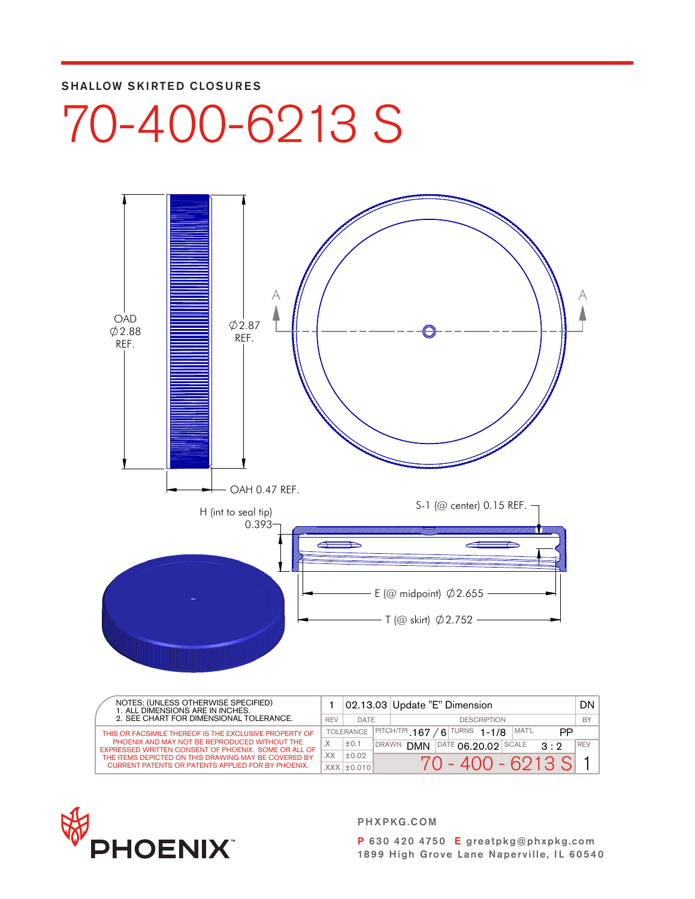**SHALLOW SKIRTED CLOSURES**

# 70-400-6213 S

OAD ∅2.88 REF.

∅2.87 REF.

OAH 0.47 REF.

A — A

H (int to seal tip) 0.393

S-1 (@ center) 0.15 REF.

E (@ midpoint) ∅2.655

T (@ skirt) ∅2.752

NOTES: (UNLESS OTHERWISE SPECIFIED)
1. ALL DIMENSIONS ARE IN INCHES.
2. SEE CHART FOR DIMENSIONAL TOLERANCE.

THIS OR FACSIMILE THEREOF IS THE EXCLUSIVE PROPERTY OF PHOENIX AND MAY NOT BE REPRODUCED WITHOUT THE EXPRESSED WRITTEN CONSENT OF PHOENIX. SOME OR ALL OF THE ITEMS DEPICTED ON THIS DRAWING MAY BE COVERED BY CURRENT PATENTS OR PATENTS APPLIED FOR BY PHOENIX.

| REV | DATE | DESCRIPTION | BY |
|---|---|---|---|
| 1 | 02.13.03 | Update "E" Dimension | DN |

| TOLERANCE | | |
|---|---|---|
| .X | ±0.1 | |
| .XX | ±0.02 | |
| .XXX | ±0.010 | |

PITCH/TPI .167 / 6 | TURNS 1-1/8 | MAT'L PP

DRAWN DMN | DATE 06.20.02 | SCALE 3 : 2 | REV 1

70 - 400 - 6213 S

PHOENIX™

PHXPKG.COM

P 630 420 4750 E greatpkg@phxpkg.com
1899 High Grove Lane Naperville, IL 60540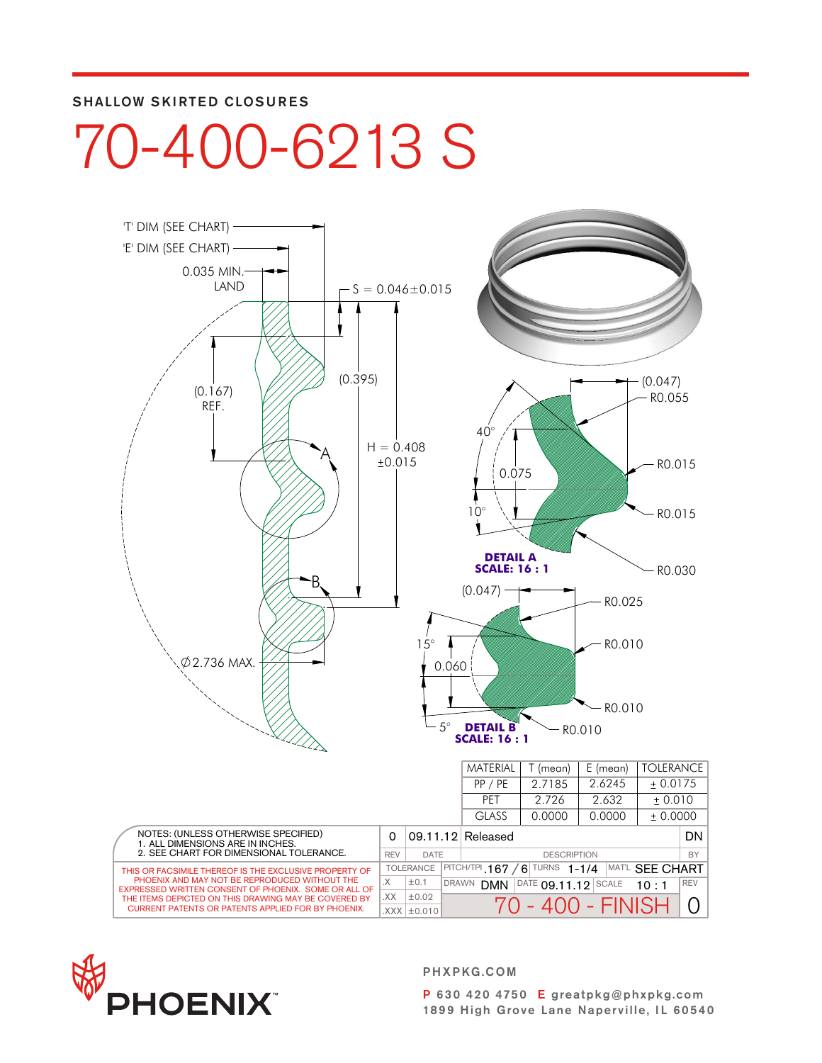SHALLOW SKIRTED CLOSURES

# 70-400-6213 S

'T' DIM (SEE CHART)
'E' DIM (SEE CHART)
0.035 MIN. LAND
S = 0.046±0.015
(0.167) REF.
(0.395)
H = 0.408 ±0.015
A
B
∅2.736 MAX.

40°
0.075
10°
(0.047)
R0.055
R0.015
R0.015
R0.030
DETAIL A
SCALE: 16 : 1

(0.047)
R0.025
15°
0.060
R0.010
R0.010
5°
R0.010
DETAIL B
SCALE: 16 : 1

| MATERIAL | T (mean) | E (mean) | TOLERANCE |
|---|---|---|---|
| PP / PE | 2.7185 | 2.6245 | ± 0.0175 |
| PET | 2.726 | 2.632 | ± 0.010 |
| GLASS | 0.0000 | 0.0000 | ± 0.0000 |

NOTES: (UNLESS OTHERWISE SPECIFIED)
1. ALL DIMENSIONS ARE IN INCHES.
2. SEE CHART FOR DIMENSIONAL TOLERANCE.

THIS OR FACSIMILE THEREOF IS THE EXCLUSIVE PROPERTY OF PHOENIX AND MAY NOT BE REPRODUCED WITHOUT THE EXPRESSED WRITTEN CONSENT OF PHOENIX. SOME OR ALL OF THE ITEMS DEPICTED ON THIS DRAWING MAY BE COVERED BY CURRENT PATENTS OR PATENTS APPLIED FOR BY PHOENIX.

| REV | DATE | DESCRIPTION | BY |
|---|---|---|---|
| 0 | 09.11.12 | Released | DN |

| TOLERANCE | | |
|---|---|---|
| .X | ±0.1 | |
| .XX | ±0.02 | |
| .XXX | ±0.010 | |

PITCH/TPI .167 / 6 TURNS 1-1/4 MAT'L SEE CHART
DRAWN DMN DATE 09.11.12 SCALE 10 : 1 REV
70 - 400 - FINISH 0

PHOENIX™

PHXPKG.COM

P 630 420 4750 E greatpkg@phxpkg.com
1899 High Grove Lane Naperville, IL 60540